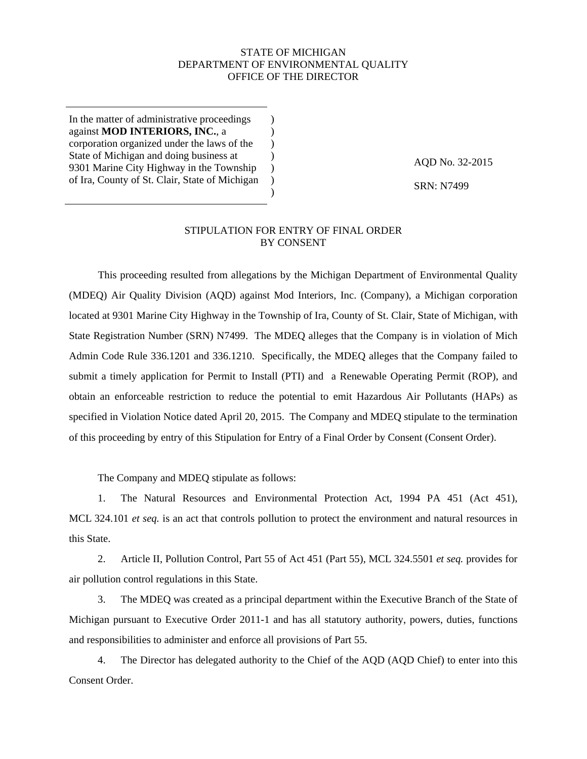STATE OF MICHIGAN
DEPARTMENT OF ENVIRONMENTAL QUALITY
OFFICE OF THE DIRECTOR

| | |
|---|---|
| In the matter of administrative proceedings against **MOD INTERIORS, INC.**, a corporation organized under the laws of the State of Michigan and doing business at 9301 Marine City Highway in the Township of Ira, County of St. Clair, State of Michigan | AQD No. 32-2015<br><br>SRN: N7499 |

## STIPULATION FOR ENTRY OF FINAL ORDER BY CONSENT

This proceeding resulted from allegations by the Michigan Department of Environmental Quality (MDEQ) Air Quality Division (AQD) against Mod Interiors, Inc. (Company), a Michigan corporation located at 9301 Marine City Highway in the Township of Ira, County of St. Clair, State of Michigan, with State Registration Number (SRN) N7499. The MDEQ alleges that the Company is in violation of Mich Admin Code Rule 336.1201 and 336.1210. Specifically, the MDEQ alleges that the Company failed to submit a timely application for Permit to Install (PTI) and a Renewable Operating Permit (ROP), and obtain an enforceable restriction to reduce the potential to emit Hazardous Air Pollutants (HAPs) as specified in Violation Notice dated April 20, 2015. The Company and MDEQ stipulate to the termination of this proceeding by entry of this Stipulation for Entry of a Final Order by Consent (Consent Order).

The Company and MDEQ stipulate as follows:

1. The Natural Resources and Environmental Protection Act, 1994 PA 451 (Act 451), MCL 324.101 *et seq.* is an act that controls pollution to protect the environment and natural resources in this State.

2. Article II, Pollution Control, Part 55 of Act 451 (Part 55), MCL 324.5501 *et seq.* provides for air pollution control regulations in this State.

3. The MDEQ was created as a principal department within the Executive Branch of the State of Michigan pursuant to Executive Order 2011-1 and has all statutory authority, powers, duties, functions and responsibilities to administer and enforce all provisions of Part 55.

4. The Director has delegated authority to the Chief of the AQD (AQD Chief) to enter into this Consent Order.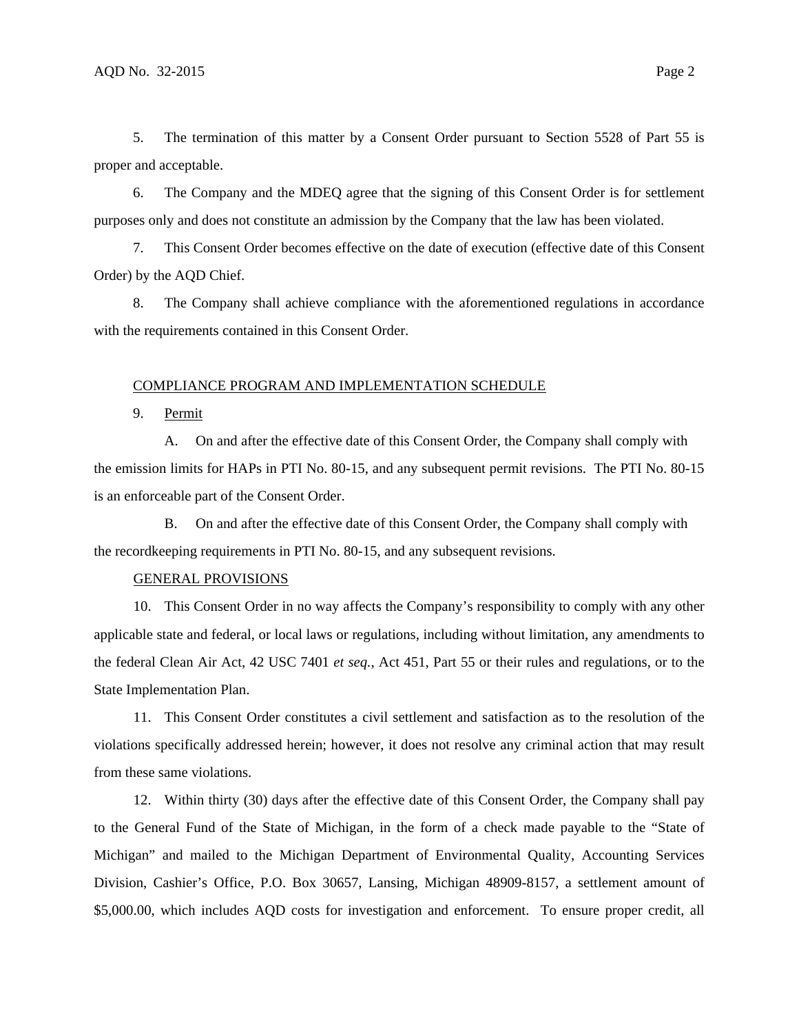5. The termination of this matter by a Consent Order pursuant to Section 5528 of Part 55 is proper and acceptable.

6. The Company and the MDEQ agree that the signing of this Consent Order is for settlement purposes only and does not constitute an admission by the Company that the law has been violated.

7. This Consent Order becomes effective on the date of execution (effective date of this Consent Order) by the AQD Chief.

8. The Company shall achieve compliance with the aforementioned regulations in accordance with the requirements contained in this Consent Order.

COMPLIANCE PROGRAM AND IMPLEMENTATION SCHEDULE

9. Permit

A. On and after the effective date of this Consent Order, the Company shall comply with the emission limits for HAPs in PTI No. 80-15, and any subsequent permit revisions. The PTI No. 80-15 is an enforceable part of the Consent Order.

B. On and after the effective date of this Consent Order, the Company shall comply with the recordkeeping requirements in PTI No. 80-15, and any subsequent revisions.

GENERAL PROVISIONS

10. This Consent Order in no way affects the Company's responsibility to comply with any other applicable state and federal, or local laws or regulations, including without limitation, any amendments to the federal Clean Air Act, 42 USC 7401 *et seq.*, Act 451, Part 55 or their rules and regulations, or to the State Implementation Plan.

11. This Consent Order constitutes a civil settlement and satisfaction as to the resolution of the violations specifically addressed herein; however, it does not resolve any criminal action that may result from these same violations.

12. Within thirty (30) days after the effective date of this Consent Order, the Company shall pay to the General Fund of the State of Michigan, in the form of a check made payable to the "State of Michigan" and mailed to the Michigan Department of Environmental Quality, Accounting Services Division, Cashier's Office, P.O. Box 30657, Lansing, Michigan 48909-8157, a settlement amount of $5,000.00, which includes AQD costs for investigation and enforcement. To ensure proper credit, all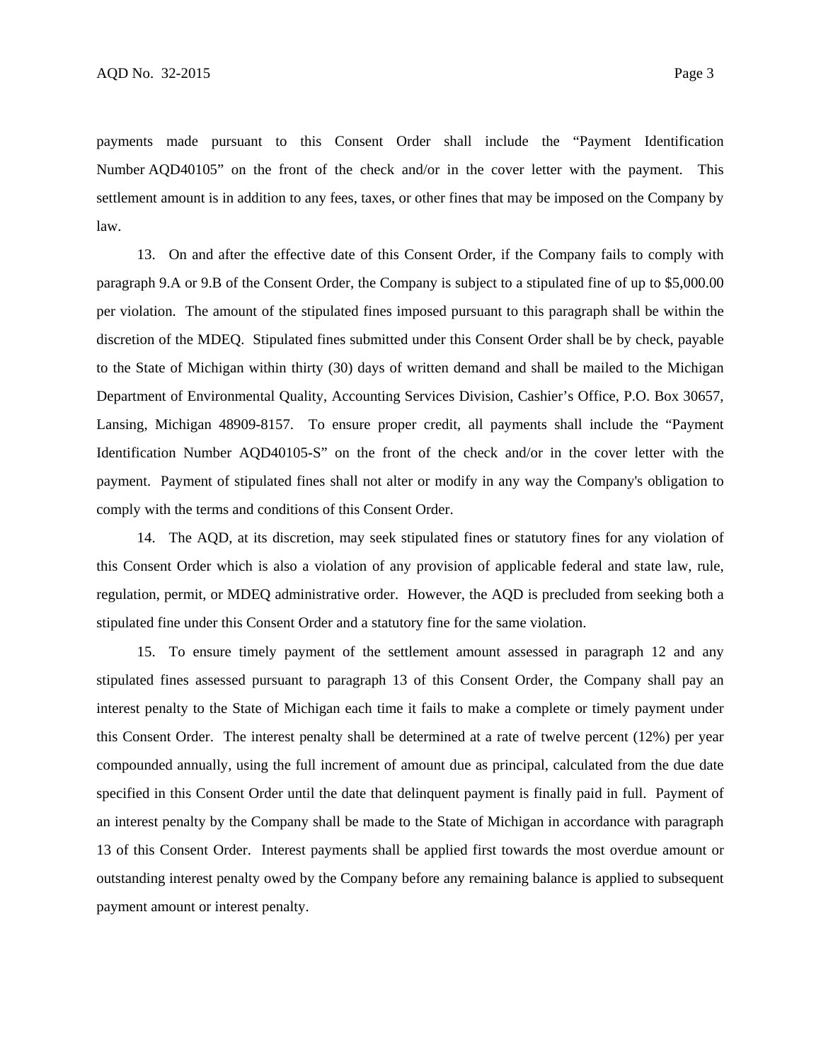payments made pursuant to this Consent Order shall include the "Payment Identification Number AQD40105" on the front of the check and/or in the cover letter with the payment. This settlement amount is in addition to any fees, taxes, or other fines that may be imposed on the Company by law.

13. On and after the effective date of this Consent Order, if the Company fails to comply with paragraph 9.A or 9.B of the Consent Order, the Company is subject to a stipulated fine of up to $5,000.00 per violation. The amount of the stipulated fines imposed pursuant to this paragraph shall be within the discretion of the MDEQ. Stipulated fines submitted under this Consent Order shall be by check, payable to the State of Michigan within thirty (30) days of written demand and shall be mailed to the Michigan Department of Environmental Quality, Accounting Services Division, Cashier's Office, P.O. Box 30657, Lansing, Michigan 48909-8157. To ensure proper credit, all payments shall include the "Payment Identification Number AQD40105-S" on the front of the check and/or in the cover letter with the payment. Payment of stipulated fines shall not alter or modify in any way the Company's obligation to comply with the terms and conditions of this Consent Order.

14. The AQD, at its discretion, may seek stipulated fines or statutory fines for any violation of this Consent Order which is also a violation of any provision of applicable federal and state law, rule, regulation, permit, or MDEQ administrative order. However, the AQD is precluded from seeking both a stipulated fine under this Consent Order and a statutory fine for the same violation.

15. To ensure timely payment of the settlement amount assessed in paragraph 12 and any stipulated fines assessed pursuant to paragraph 13 of this Consent Order, the Company shall pay an interest penalty to the State of Michigan each time it fails to make a complete or timely payment under this Consent Order. The interest penalty shall be determined at a rate of twelve percent (12%) per year compounded annually, using the full increment of amount due as principal, calculated from the due date specified in this Consent Order until the date that delinquent payment is finally paid in full. Payment of an interest penalty by the Company shall be made to the State of Michigan in accordance with paragraph 13 of this Consent Order. Interest payments shall be applied first towards the most overdue amount or outstanding interest penalty owed by the Company before any remaining balance is applied to subsequent payment amount or interest penalty.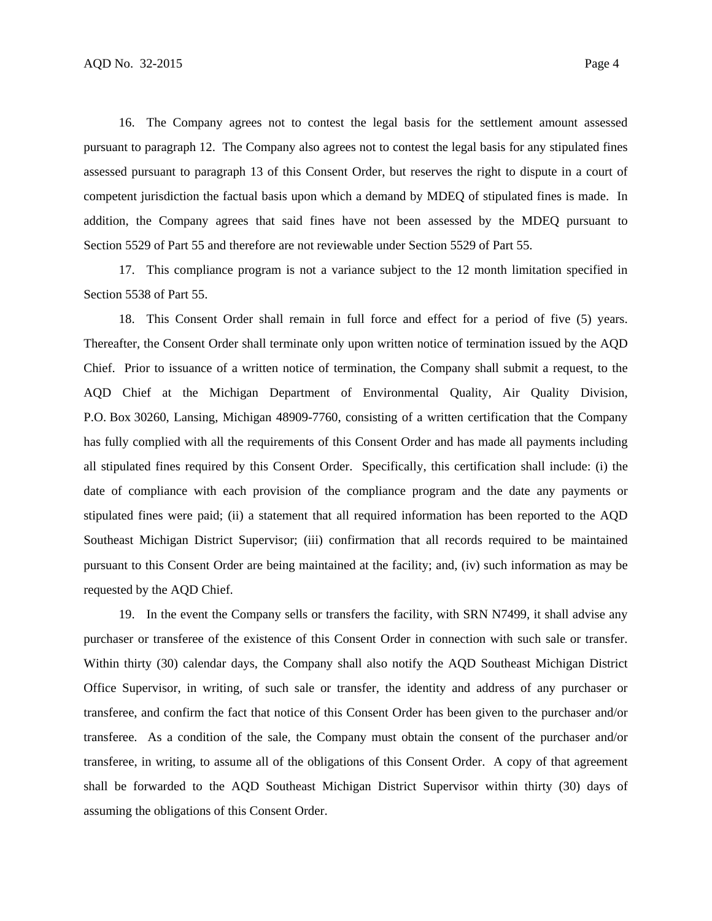16. The Company agrees not to contest the legal basis for the settlement amount assessed pursuant to paragraph 12. The Company also agrees not to contest the legal basis for any stipulated fines assessed pursuant to paragraph 13 of this Consent Order, but reserves the right to dispute in a court of competent jurisdiction the factual basis upon which a demand by MDEQ of stipulated fines is made. In addition, the Company agrees that said fines have not been assessed by the MDEQ pursuant to Section 5529 of Part 55 and therefore are not reviewable under Section 5529 of Part 55.

17. This compliance program is not a variance subject to the 12 month limitation specified in Section 5538 of Part 55.

18. This Consent Order shall remain in full force and effect for a period of five (5) years. Thereafter, the Consent Order shall terminate only upon written notice of termination issued by the AQD Chief. Prior to issuance of a written notice of termination, the Company shall submit a request, to the AQD Chief at the Michigan Department of Environmental Quality, Air Quality Division, P.O. Box 30260, Lansing, Michigan 48909-7760, consisting of a written certification that the Company has fully complied with all the requirements of this Consent Order and has made all payments including all stipulated fines required by this Consent Order. Specifically, this certification shall include: (i) the date of compliance with each provision of the compliance program and the date any payments or stipulated fines were paid; (ii) a statement that all required information has been reported to the AQD Southeast Michigan District Supervisor; (iii) confirmation that all records required to be maintained pursuant to this Consent Order are being maintained at the facility; and, (iv) such information as may be requested by the AQD Chief.

19. In the event the Company sells or transfers the facility, with SRN N7499, it shall advise any purchaser or transferee of the existence of this Consent Order in connection with such sale or transfer. Within thirty (30) calendar days, the Company shall also notify the AQD Southeast Michigan District Office Supervisor, in writing, of such sale or transfer, the identity and address of any purchaser or transferee, and confirm the fact that notice of this Consent Order has been given to the purchaser and/or transferee. As a condition of the sale, the Company must obtain the consent of the purchaser and/or transferee, in writing, to assume all of the obligations of this Consent Order. A copy of that agreement shall be forwarded to the AQD Southeast Michigan District Supervisor within thirty (30) days of assuming the obligations of this Consent Order.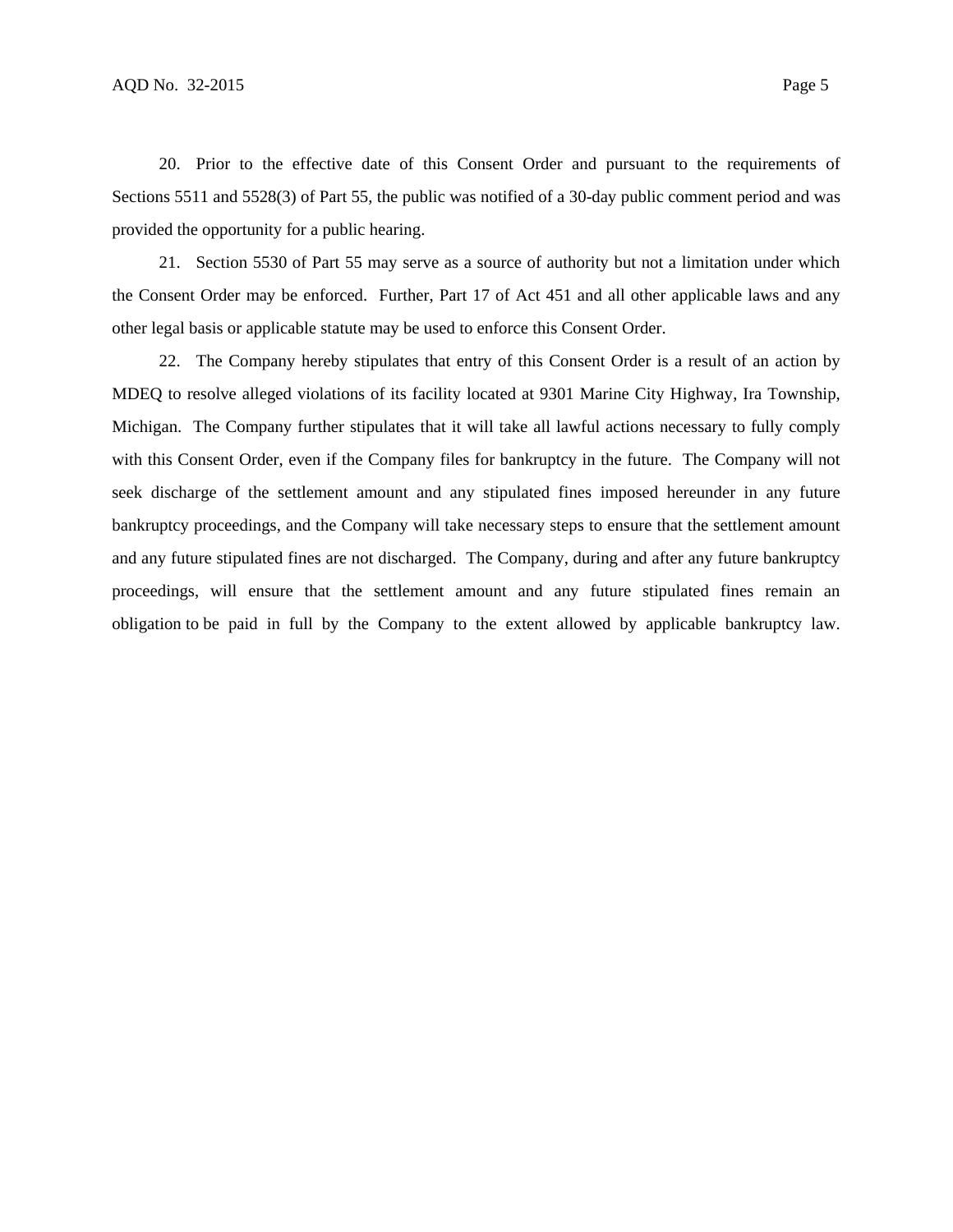20. Prior to the effective date of this Consent Order and pursuant to the requirements of Sections 5511 and 5528(3) of Part 55, the public was notified of a 30-day public comment period and was provided the opportunity for a public hearing.

21. Section 5530 of Part 55 may serve as a source of authority but not a limitation under which the Consent Order may be enforced. Further, Part 17 of Act 451 and all other applicable laws and any other legal basis or applicable statute may be used to enforce this Consent Order.

22. The Company hereby stipulates that entry of this Consent Order is a result of an action by MDEQ to resolve alleged violations of its facility located at 9301 Marine City Highway, Ira Township, Michigan. The Company further stipulates that it will take all lawful actions necessary to fully comply with this Consent Order, even if the Company files for bankruptcy in the future. The Company will not seek discharge of the settlement amount and any stipulated fines imposed hereunder in any future bankruptcy proceedings, and the Company will take necessary steps to ensure that the settlement amount and any future stipulated fines are not discharged. The Company, during and after any future bankruptcy proceedings, will ensure that the settlement amount and any future stipulated fines remain an obligation to be paid in full by the Company to the extent allowed by applicable bankruptcy law.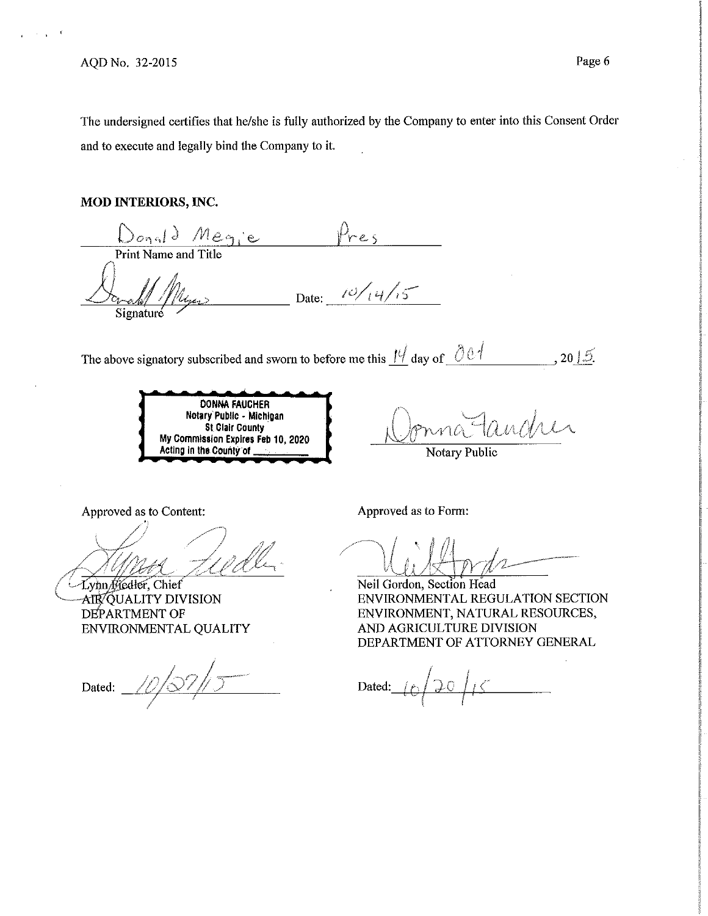The undersigned certifies that he/she is fully authorized by the Company to enter into this Consent Order and to execute and legally bind the Company to it.

**MOD INTERIORS, INC.**

Donald Megie Pres
Print Name and Title

Signature Date: 10/14/15

The above signatory subscribed and sworn to before me this 14 day of Oct, 2015.

DONNA FAUCHER
Notary Public - Michigan
St Clair County
My Commission Expires Feb 10, 2020
Acting in the County of \_\_\_\_\_\_\_\_

Donna Faucher
Notary Public

Approved as to Content:

Lynn Fiedler, Chief
AIR QUALITY DIVISION
DEPARTMENT OF
ENVIRONMENTAL QUALITY

Dated: 10/27/15

Approved as to Form:

Neil Gordon, Section Head
ENVIRONMENTAL REGULATION SECTION
ENVIRONMENT, NATURAL RESOURCES,
AND AGRICULTURE DIVISION
DEPARTMENT OF ATTORNEY GENERAL

Dated: 10/20/15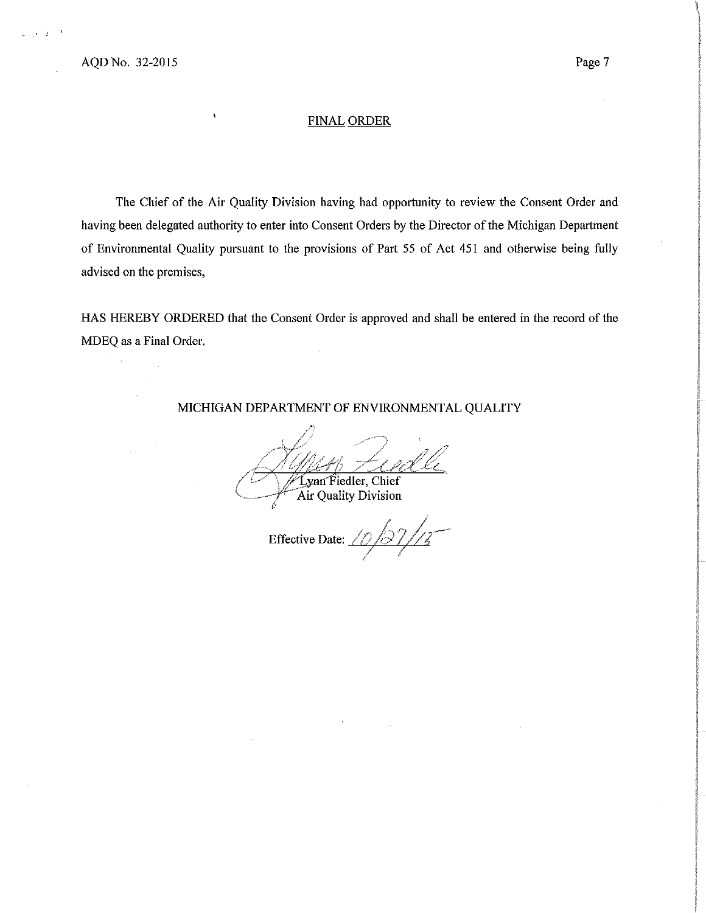## FINAL ORDER

The Chief of the Air Quality Division having had opportunity to review the Consent Order and having been delegated authority to enter into Consent Orders by the Director of the Michigan Department of Environmental Quality pursuant to the provisions of Part 55 of Act 451 and otherwise being fully advised on the premises,

HAS HEREBY ORDERED that the Consent Order is approved and shall be entered in the record of the MDEQ as a Final Order.

MICHIGAN DEPARTMENT OF ENVIRONMENTAL QUALITY

Lynn Fiedler, Chief
Air Quality Division

Effective Date: 10/27/15